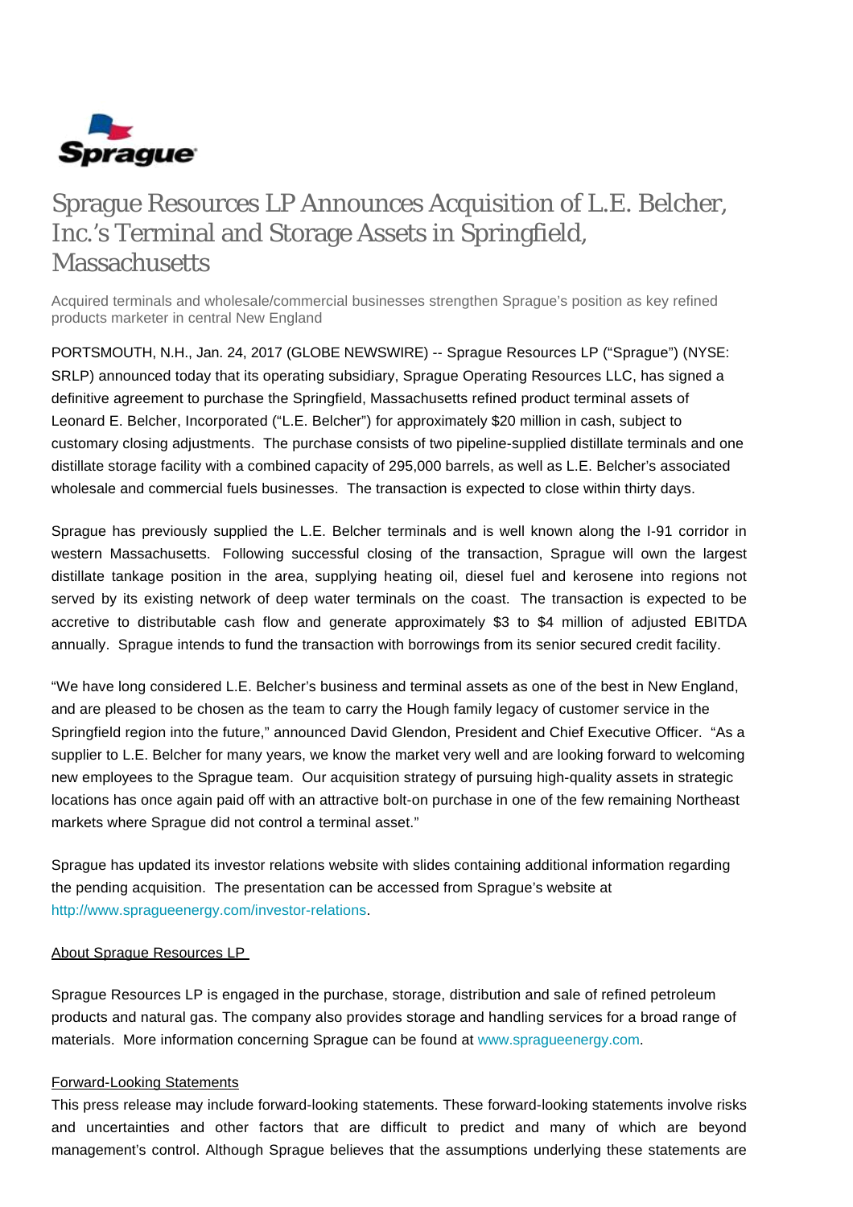Sprague

# Sprague Resources LP Announces Acquisition of L.E. Belcher, Inc.'s Terminal and Storage Assets in Springfield, Massachusetts

Acquired terminals and wholesale/commercial businesses strengthen Sprague's position as key refined products marketer in central New England

PORTSMOUTH, N.H., Jan. 24, 2017 (GLOBE NEWSWIRE) -- Sprague Resources LP ("Sprague") (NYSE: SRLP) announced today that its operating subsidiary, Sprague Operating Resources LLC, has signed a definitive agreement to purchase the Springfield, Massachusetts refined product terminal assets of Leonard E. Belcher, Incorporated ("L.E. Belcher") for approximately $20 million in cash, subject to customary closing adjustments. The purchase consists of two pipeline-supplied distillate terminals and one distillate storage facility with a combined capacity of 295,000 barrels, as well as L.E. Belcher's associated wholesale and commercial fuels businesses. The transaction is expected to close within thirty days.

Sprague has previously supplied the L.E. Belcher terminals and is well known along the I-91 corridor in western Massachusetts. Following successful closing of the transaction, Sprague will own the largest distillate tankage position in the area, supplying heating oil, diesel fuel and kerosene into regions not served by its existing network of deep water terminals on the coast. The transaction is expected to be accretive to distributable cash flow and generate approximately $3 to $4 million of adjusted EBITDA annually. Sprague intends to fund the transaction with borrowings from its senior secured credit facility.

"We have long considered L.E. Belcher's business and terminal assets as one of the best in New England, and are pleased to be chosen as the team to carry the Hough family legacy of customer service in the Springfield region into the future," announced David Glendon, President and Chief Executive Officer. "As a supplier to L.E. Belcher for many years, we know the market very well and are looking forward to welcoming new employees to the Sprague team. Our acquisition strategy of pursuing high-quality assets in strategic locations has once again paid off with an attractive bolt-on purchase in one of the few remaining Northeast markets where Sprague did not control a terminal asset."

Sprague has updated its investor relations website with slides containing additional information regarding the pending acquisition. The presentation can be accessed from Sprague's website at http://www.spragueenergy.com/investor-relations.

## About Sprague Resources LP

Sprague Resources LP is engaged in the purchase, storage, distribution and sale of refined petroleum products and natural gas. The company also provides storage and handling services for a broad range of materials. More information concerning Sprague can be found at www.spragueenergy.com.

## Forward-Looking Statements

This press release may include forward-looking statements. These forward-looking statements involve risks and uncertainties and other factors that are difficult to predict and many of which are beyond management's control. Although Sprague believes that the assumptions underlying these statements are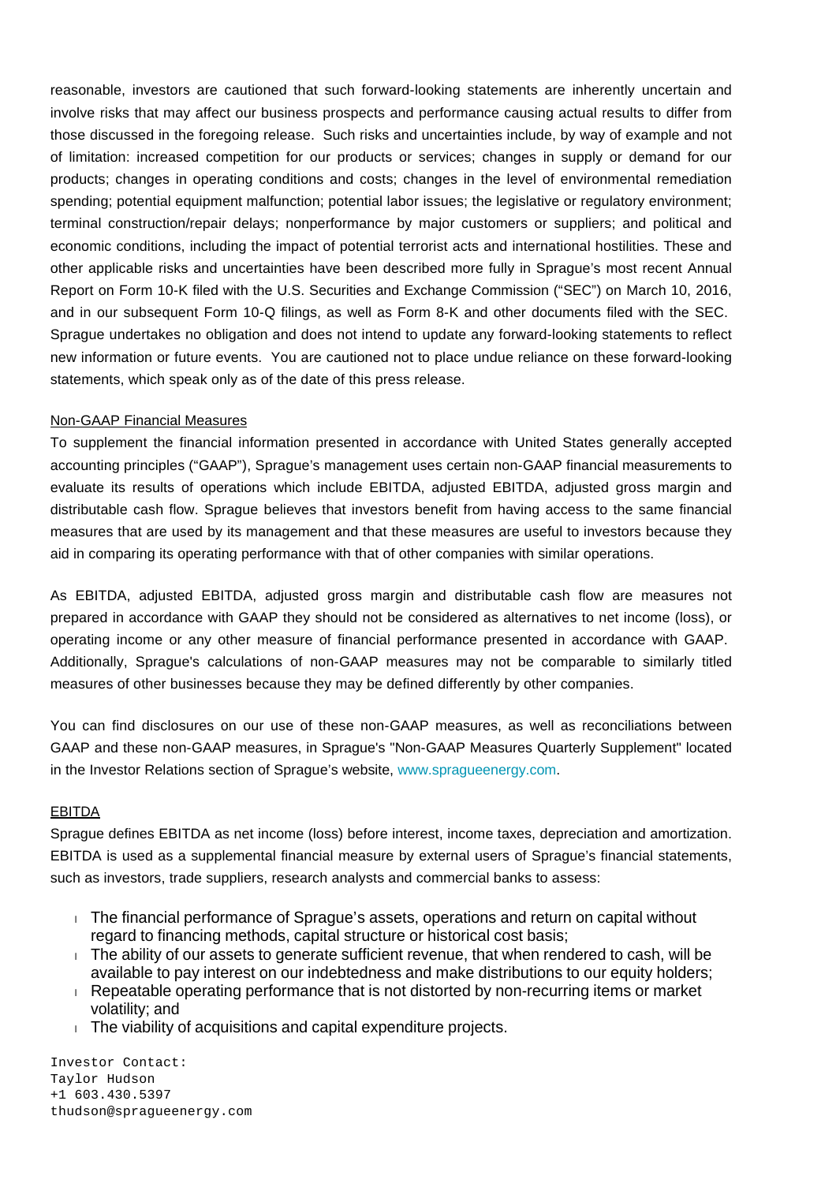reasonable, investors are cautioned that such forward-looking statements are inherently uncertain and involve risks that may affect our business prospects and performance causing actual results to differ from those discussed in the foregoing release. Such risks and uncertainties include, by way of example and not of limitation: increased competition for our products or services; changes in supply or demand for our products; changes in operating conditions and costs; changes in the level of environmental remediation spending; potential equipment malfunction; potential labor issues; the legislative or regulatory environment; terminal construction/repair delays; nonperformance by major customers or suppliers; and political and economic conditions, including the impact of potential terrorist acts and international hostilities. These and other applicable risks and uncertainties have been described more fully in Sprague's most recent Annual Report on Form 10-K filed with the U.S. Securities and Exchange Commission ("SEC") on March 10, 2016, and in our subsequent Form 10-Q filings, as well as Form 8-K and other documents filed with the SEC. Sprague undertakes no obligation and does not intend to update any forward-looking statements to reflect new information or future events. You are cautioned not to place undue reliance on these forward-looking statements, which speak only as of the date of this press release.

Non-GAAP Financial Measures

To supplement the financial information presented in accordance with United States generally accepted accounting principles ("GAAP"), Sprague's management uses certain non-GAAP financial measurements to evaluate its results of operations which include EBITDA, adjusted EBITDA, adjusted gross margin and distributable cash flow. Sprague believes that investors benefit from having access to the same financial measures that are used by its management and that these measures are useful to investors because they aid in comparing its operating performance with that of other companies with similar operations.

As EBITDA, adjusted EBITDA, adjusted gross margin and distributable cash flow are measures not prepared in accordance with GAAP they should not be considered as alternatives to net income (loss), or operating income or any other measure of financial performance presented in accordance with GAAP. Additionally, Sprague's calculations of non-GAAP measures may not be comparable to similarly titled measures of other businesses because they may be defined differently by other companies.

You can find disclosures on our use of these non-GAAP measures, as well as reconciliations between GAAP and these non-GAAP measures, in Sprague's "Non-GAAP Measures Quarterly Supplement" located in the Investor Relations section of Sprague's website, www.spragueenergy.com.

EBITDA

Sprague defines EBITDA as net income (loss) before interest, income taxes, depreciation and amortization. EBITDA is used as a supplemental financial measure by external users of Sprague's financial statements, such as investors, trade suppliers, research analysts and commercial banks to assess:

- The financial performance of Sprague's assets, operations and return on capital without regard to financing methods, capital structure or historical cost basis;
- The ability of our assets to generate sufficient revenue, that when rendered to cash, will be available to pay interest on our indebtedness and make distributions to our equity holders;
- Repeatable operating performance that is not distorted by non-recurring items or market volatility; and
- The viability of acquisitions and capital expenditure projects.

Investor Contact:
Taylor Hudson
+1 603.430.5397
thudson@spragueenergy.com